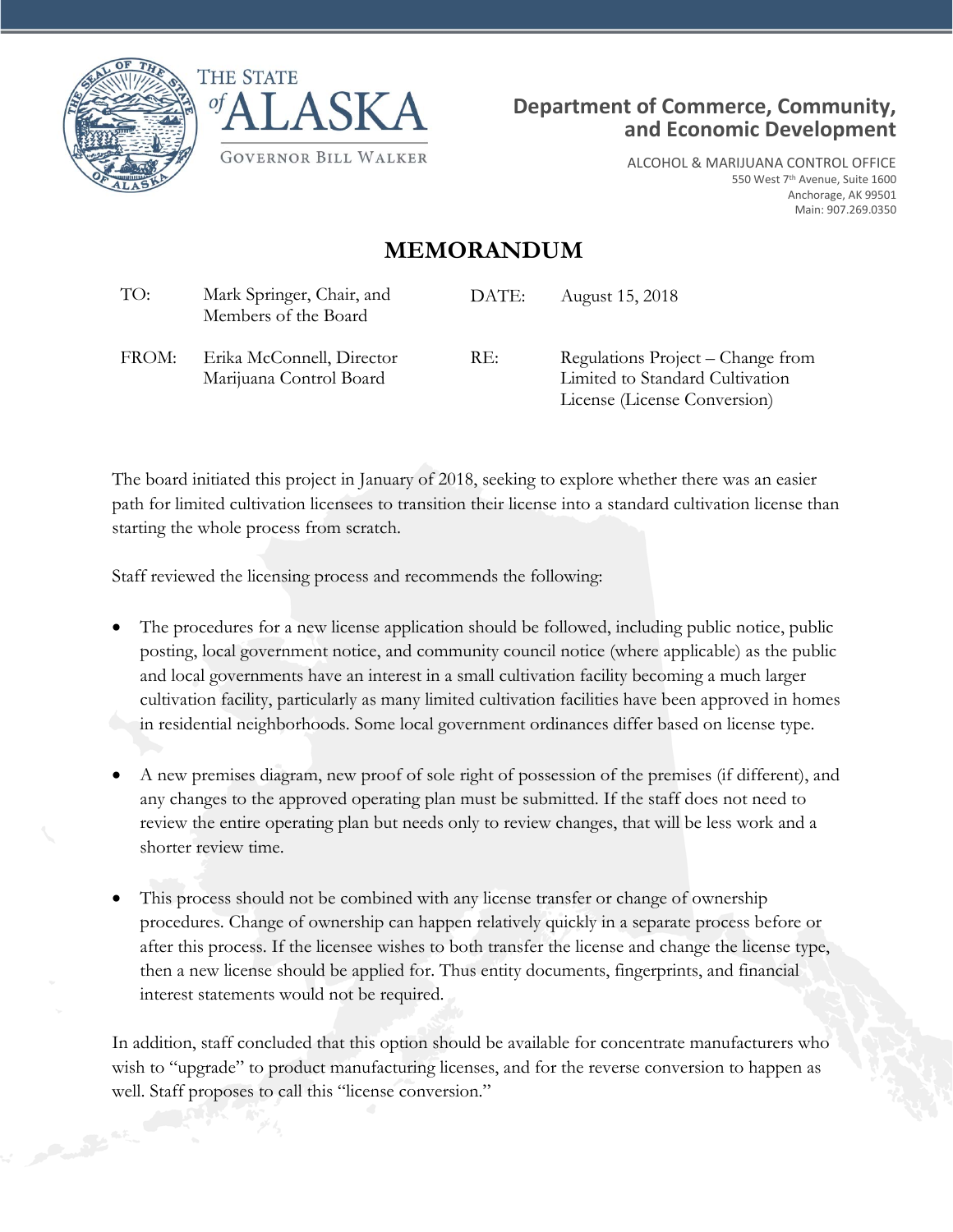THE STATE of ALASKA

GOVERNOR BILL WALKER

**Department of Commerce, Community, and Economic Development**

ALCOHOL & MARIJUANA CONTROL OFFICE
550 West 7th Avenue, Suite 1600
Anchorage, AK 99501
Main: 907.269.0350

# MEMORANDUM

| | | | |
|---|---|---|---|
| TO: | Mark Springer, Chair, and Members of the Board | DATE: | August 15, 2018 |
| FROM: | Erika McConnell, Director Marijuana Control Board | RE: | Regulations Project – Change from Limited to Standard Cultivation License (License Conversion) |

The board initiated this project in January of 2018, seeking to explore whether there was an easier path for limited cultivation licensees to transition their license into a standard cultivation license than starting the whole process from scratch.

Staff reviewed the licensing process and recommends the following:

- The procedures for a new license application should be followed, including public notice, public posting, local government notice, and community council notice (where applicable) as the public and local governments have an interest in a small cultivation facility becoming a much larger cultivation facility, particularly as many limited cultivation facilities have been approved in homes in residential neighborhoods. Some local government ordinances differ based on license type.

- A new premises diagram, new proof of sole right of possession of the premises (if different), and any changes to the approved operating plan must be submitted. If the staff does not need to review the entire operating plan but needs only to review changes, that will be less work and a shorter review time.

- This process should not be combined with any license transfer or change of ownership procedures. Change of ownership can happen relatively quickly in a separate process before or after this process. If the licensee wishes to both transfer the license and change the license type, then a new license should be applied for. Thus entity documents, fingerprints, and financial interest statements would not be required.

In addition, staff concluded that this option should be available for concentrate manufacturers who wish to "upgrade" to product manufacturing licenses, and for the reverse conversion to happen as well. Staff proposes to call this "license conversion."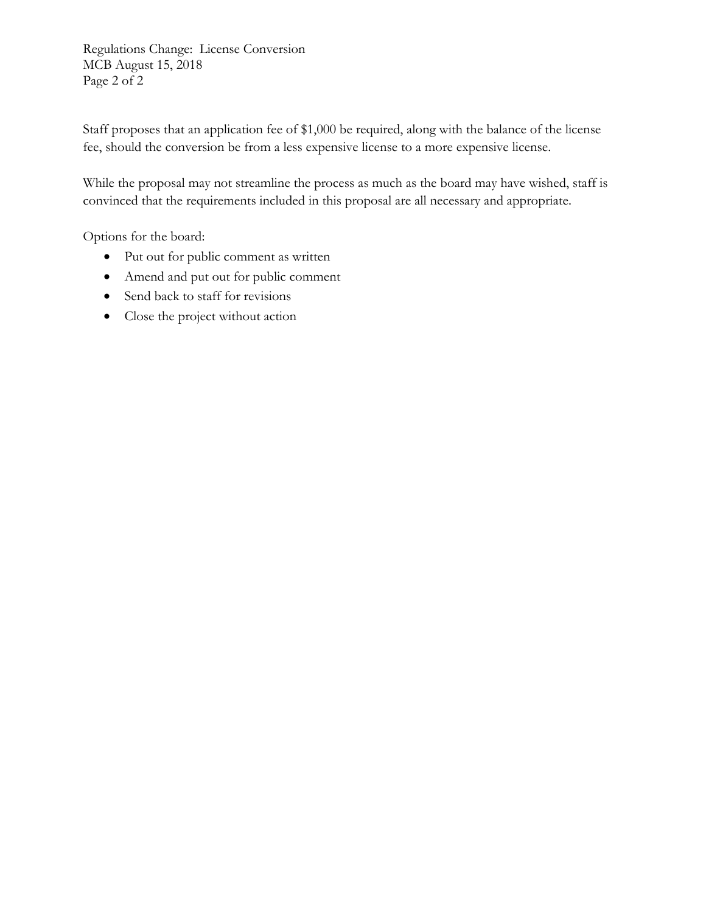Staff proposes that an application fee of $1,000 be required, along with the balance of the license fee, should the conversion be from a less expensive license to a more expensive license.

While the proposal may not streamline the process as much as the board may have wished, staff is convinced that the requirements included in this proposal are all necessary and appropriate.

Options for the board:

- Put out for public comment as written
- Amend and put out for public comment
- Send back to staff for revisions
- Close the project without action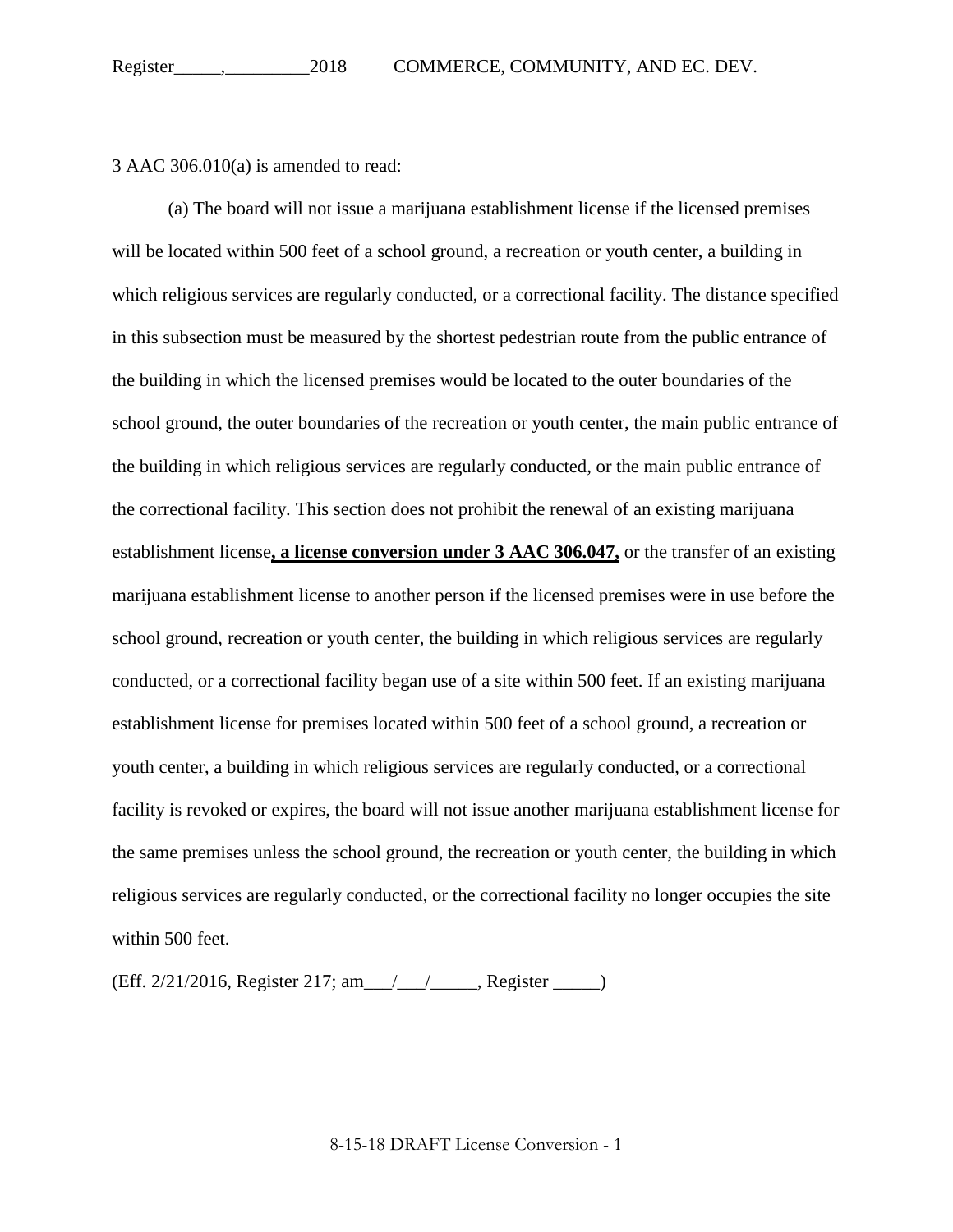3 AAC 306.010(a) is amended to read:

(a) The board will not issue a marijuana establishment license if the licensed premises will be located within 500 feet of a school ground, a recreation or youth center, a building in which religious services are regularly conducted, or a correctional facility. The distance specified in this subsection must be measured by the shortest pedestrian route from the public entrance of the building in which the licensed premises would be located to the outer boundaries of the school ground, the outer boundaries of the recreation or youth center, the main public entrance of the building in which religious services are regularly conducted, or the main public entrance of the correctional facility. This section does not prohibit the renewal of an existing marijuana establishment license**, a license conversion under 3 AAC 306.047,** or the transfer of an existing marijuana establishment license to another person if the licensed premises were in use before the school ground, recreation or youth center, the building in which religious services are regularly conducted, or a correctional facility began use of a site within 500 feet. If an existing marijuana establishment license for premises located within 500 feet of a school ground, a recreation or youth center, a building in which religious services are regularly conducted, or a correctional facility is revoked or expires, the board will not issue another marijuana establishment license for the same premises unless the school ground, the recreation or youth center, the building in which religious services are regularly conducted, or the correctional facility no longer occupies the site within 500 feet.

(Eff. 2/21/2016, Register 217; am___/___/_____, Register _____)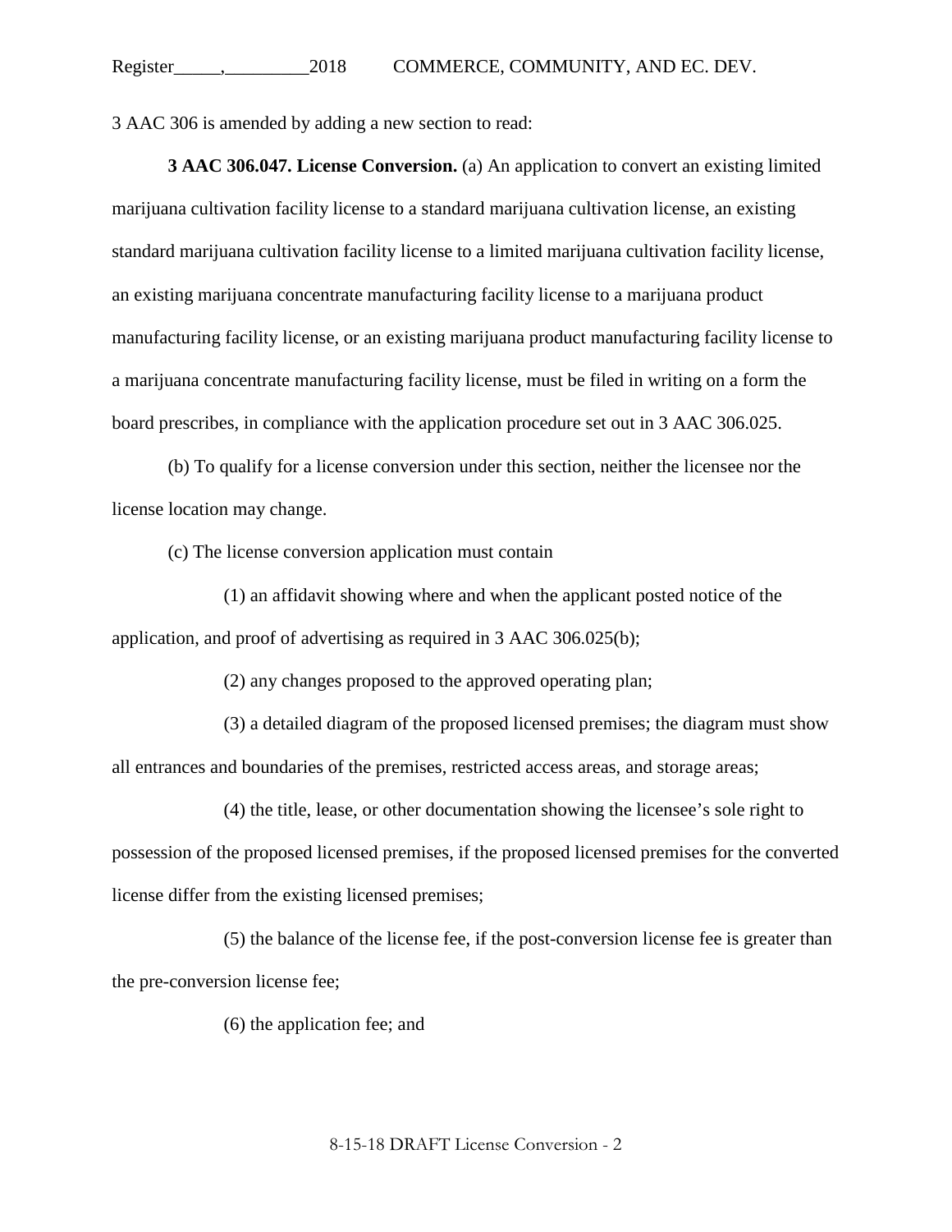3 AAC 306 is amended by adding a new section to read:

**3 AAC 306.047. License Conversion.** (a) An application to convert an existing limited marijuana cultivation facility license to a standard marijuana cultivation license, an existing standard marijuana cultivation facility license to a limited marijuana cultivation facility license, an existing marijuana concentrate manufacturing facility license to a marijuana product manufacturing facility license, or an existing marijuana product manufacturing facility license to a marijuana concentrate manufacturing facility license, must be filed in writing on a form the board prescribes, in compliance with the application procedure set out in 3 AAC 306.025.

(b) To qualify for a license conversion under this section, neither the licensee nor the license location may change.

(c) The license conversion application must contain

(1) an affidavit showing where and when the applicant posted notice of the application, and proof of advertising as required in 3 AAC 306.025(b);

(2) any changes proposed to the approved operating plan;

(3) a detailed diagram of the proposed licensed premises; the diagram must show all entrances and boundaries of the premises, restricted access areas, and storage areas;

(4) the title, lease, or other documentation showing the licensee's sole right to possession of the proposed licensed premises, if the proposed licensed premises for the converted license differ from the existing licensed premises;

(5) the balance of the license fee, if the post-conversion license fee is greater than the pre-conversion license fee;

(6) the application fee; and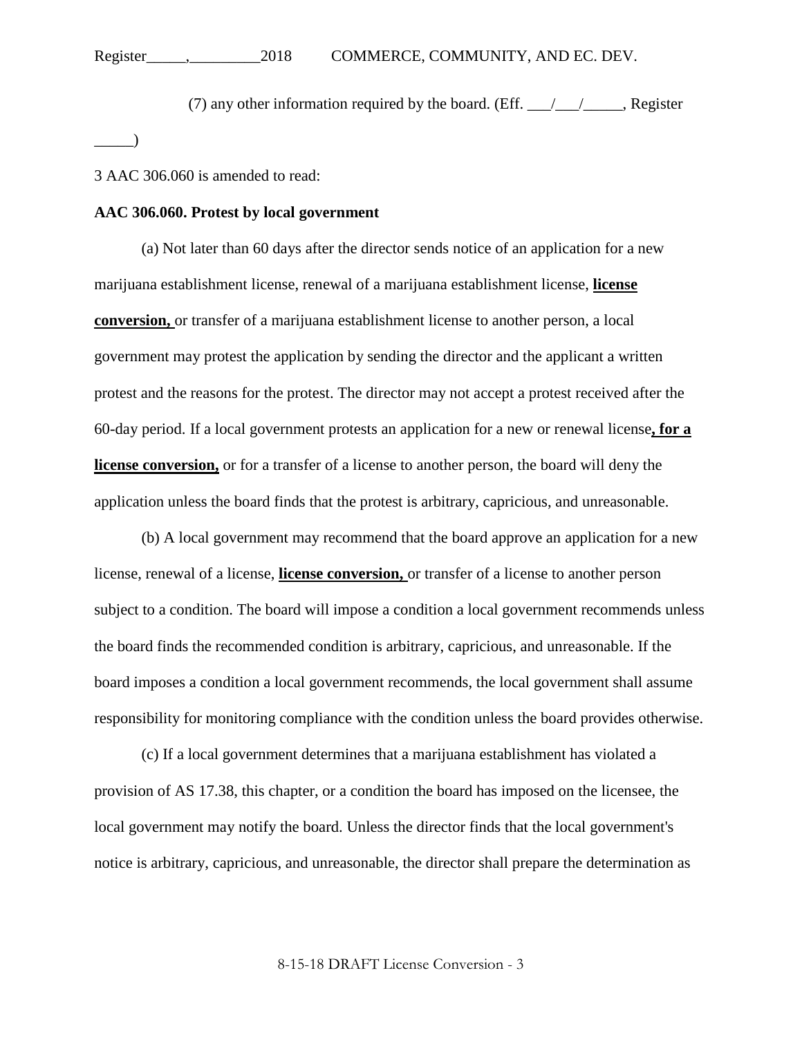(7) any other information required by the board. (Eff. \_\_\_/\_\_\_/\_\_\_\_\_, Register \_\_\_\_\_)

3 AAC 306.060 is amended to read:

**AAC 306.060. Protest by local government**

(a) Not later than 60 days after the director sends notice of an application for a new marijuana establishment license, renewal of a marijuana establishment license, **license conversion,** or transfer of a marijuana establishment license to another person, a local government may protest the application by sending the director and the applicant a written protest and the reasons for the protest. The director may not accept a protest received after the 60-day period. If a local government protests an application for a new or renewal license**, for a license conversion,** or for a transfer of a license to another person, the board will deny the application unless the board finds that the protest is arbitrary, capricious, and unreasonable.

(b) A local government may recommend that the board approve an application for a new license, renewal of a license, **license conversion,** or transfer of a license to another person subject to a condition. The board will impose a condition a local government recommends unless the board finds the recommended condition is arbitrary, capricious, and unreasonable. If the board imposes a condition a local government recommends, the local government shall assume responsibility for monitoring compliance with the condition unless the board provides otherwise.

(c) If a local government determines that a marijuana establishment has violated a provision of AS 17.38, this chapter, or a condition the board has imposed on the licensee, the local government may notify the board. Unless the director finds that the local government's notice is arbitrary, capricious, and unreasonable, the director shall prepare the determination as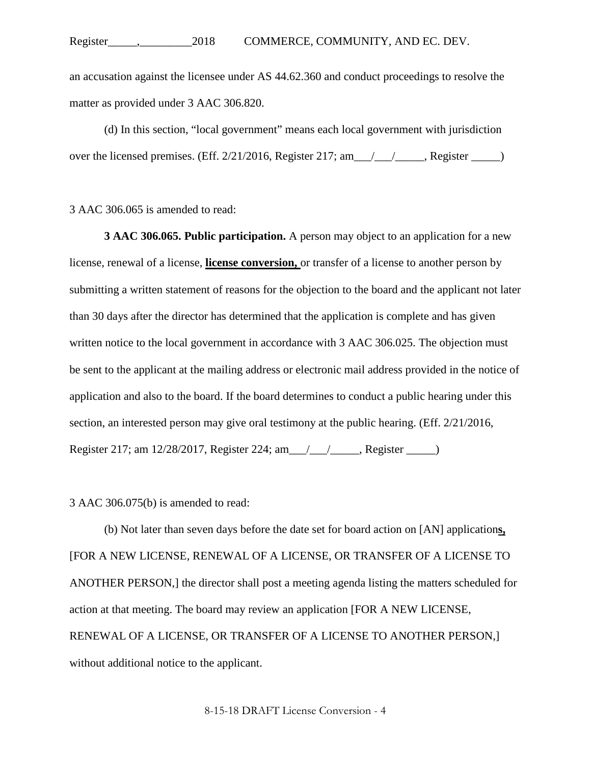an accusation against the licensee under AS 44.62.360 and conduct proceedings to resolve the matter as provided under 3 AAC 306.820.

(d) In this section, "local government" means each local government with jurisdiction over the licensed premises. (Eff. 2/21/2016, Register 217; am___/___/_____, Register _____)

3 AAC 306.065 is amended to read:

**3 AAC 306.065. Public participation.** A person may object to an application for a new license, renewal of a license, **license conversion,** or transfer of a license to another person by submitting a written statement of reasons for the objection to the board and the applicant not later than 30 days after the director has determined that the application is complete and has given written notice to the local government in accordance with 3 AAC 306.025. The objection must be sent to the applicant at the mailing address or electronic mail address provided in the notice of application and also to the board. If the board determines to conduct a public hearing under this section, an interested person may give oral testimony at the public hearing. (Eff. 2/21/2016, Register 217; am 12/28/2017, Register 224; am___/___/_____, Register _____)

3 AAC 306.075(b) is amended to read:

(b) Not later than seven days before the date set for board action on [AN] application**s,** [FOR A NEW LICENSE, RENEWAL OF A LICENSE, OR TRANSFER OF A LICENSE TO ANOTHER PERSON,] the director shall post a meeting agenda listing the matters scheduled for action at that meeting. The board may review an application [FOR A NEW LICENSE, RENEWAL OF A LICENSE, OR TRANSFER OF A LICENSE TO ANOTHER PERSON,] without additional notice to the applicant.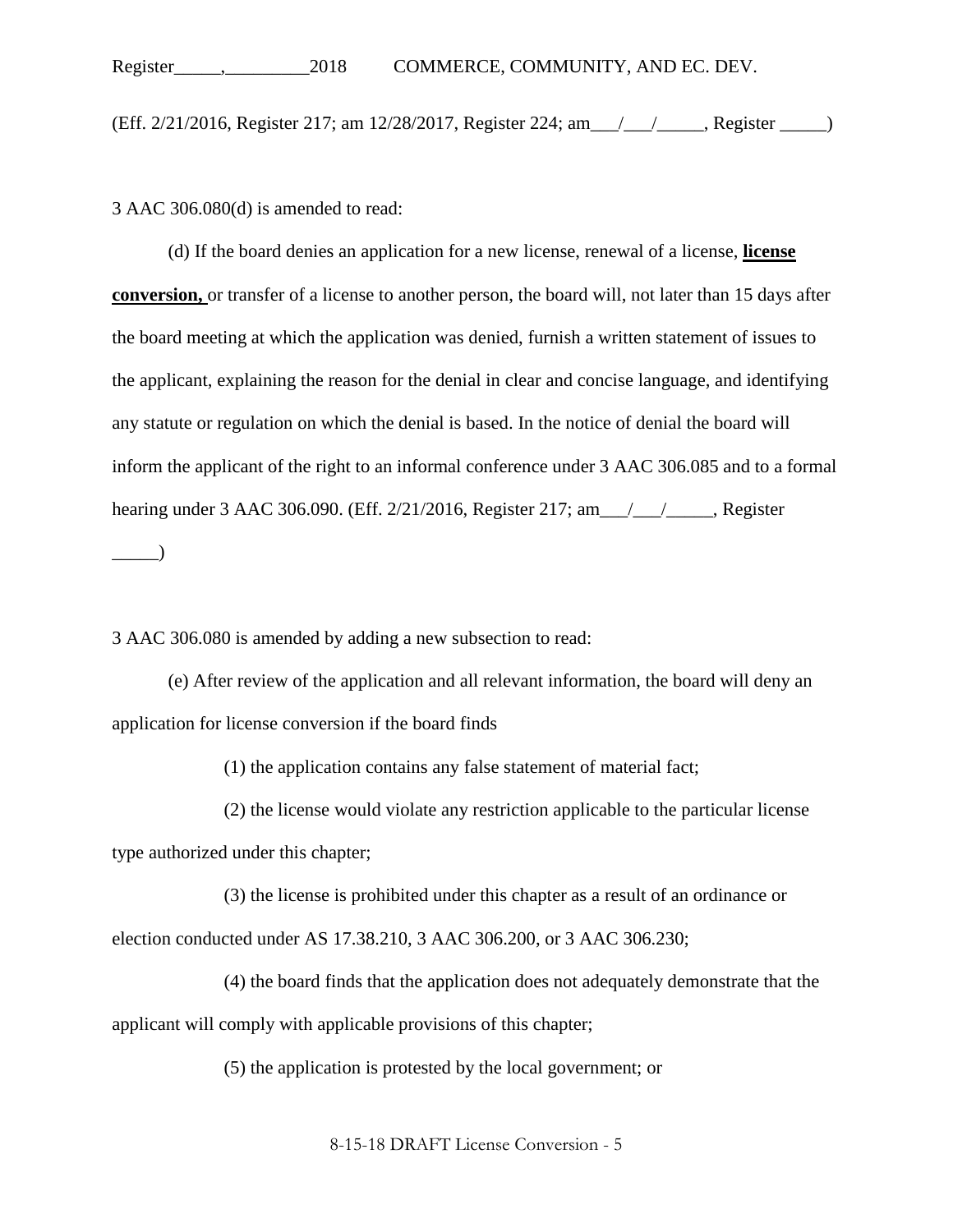(Eff. 2/21/2016, Register 217; am 12/28/2017, Register 224; am___/___/_____, Register _____)

3 AAC 306.080(d) is amended to read:

(d) If the board denies an application for a new license, renewal of a license, **license conversion,** or transfer of a license to another person, the board will, not later than 15 days after the board meeting at which the application was denied, furnish a written statement of issues to the applicant, explaining the reason for the denial in clear and concise language, and identifying any statute or regulation on which the denial is based. In the notice of denial the board will inform the applicant of the right to an informal conference under 3 AAC 306.085 and to a formal hearing under 3 AAC 306.090. (Eff. 2/21/2016, Register 217; am___/___/_____, Register _____)

3 AAC 306.080 is amended by adding a new subsection to read:

(e) After review of the application and all relevant information, the board will deny an application for license conversion if the board finds

(1) the application contains any false statement of material fact;

(2) the license would violate any restriction applicable to the particular license type authorized under this chapter;

(3) the license is prohibited under this chapter as a result of an ordinance or election conducted under AS 17.38.210, 3 AAC 306.200, or 3 AAC 306.230;

(4) the board finds that the application does not adequately demonstrate that the applicant will comply with applicable provisions of this chapter;

(5) the application is protested by the local government; or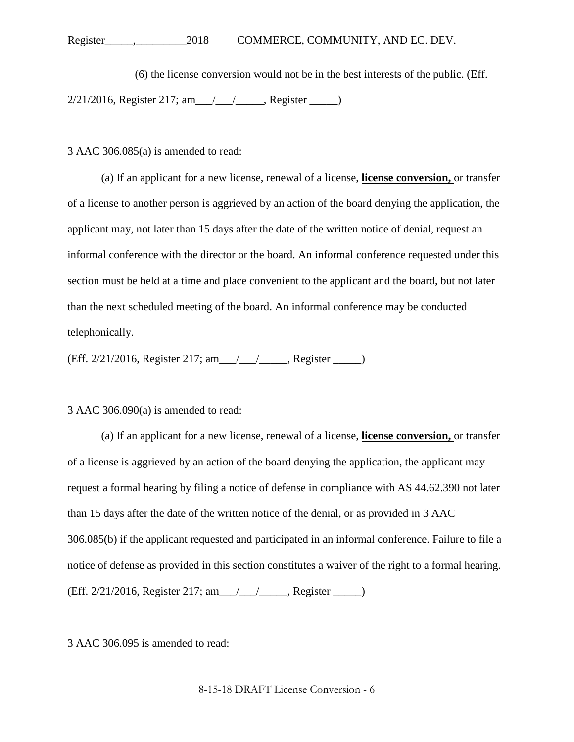(6) the license conversion would not be in the best interests of the public. (Eff. 2/21/2016, Register 217; am___/___/_____, Register _____)

3 AAC 306.085(a) is amended to read:

(a) If an applicant for a new license, renewal of a license, **license conversion,** or transfer of a license to another person is aggrieved by an action of the board denying the application, the applicant may, not later than 15 days after the date of the written notice of denial, request an informal conference with the director or the board. An informal conference requested under this section must be held at a time and place convenient to the applicant and the board, but not later than the next scheduled meeting of the board. An informal conference may be conducted telephonically.

(Eff. 2/21/2016, Register 217; am___/___/_____, Register _____)

3 AAC 306.090(a) is amended to read:

(a) If an applicant for a new license, renewal of a license, **license conversion,** or transfer of a license is aggrieved by an action of the board denying the application, the applicant may request a formal hearing by filing a notice of defense in compliance with AS 44.62.390 not later than 15 days after the date of the written notice of the denial, or as provided in 3 AAC 306.085(b) if the applicant requested and participated in an informal conference. Failure to file a notice of defense as provided in this section constitutes a waiver of the right to a formal hearing. (Eff. 2/21/2016, Register 217; am___/___/_____, Register _____)

3 AAC 306.095 is amended to read: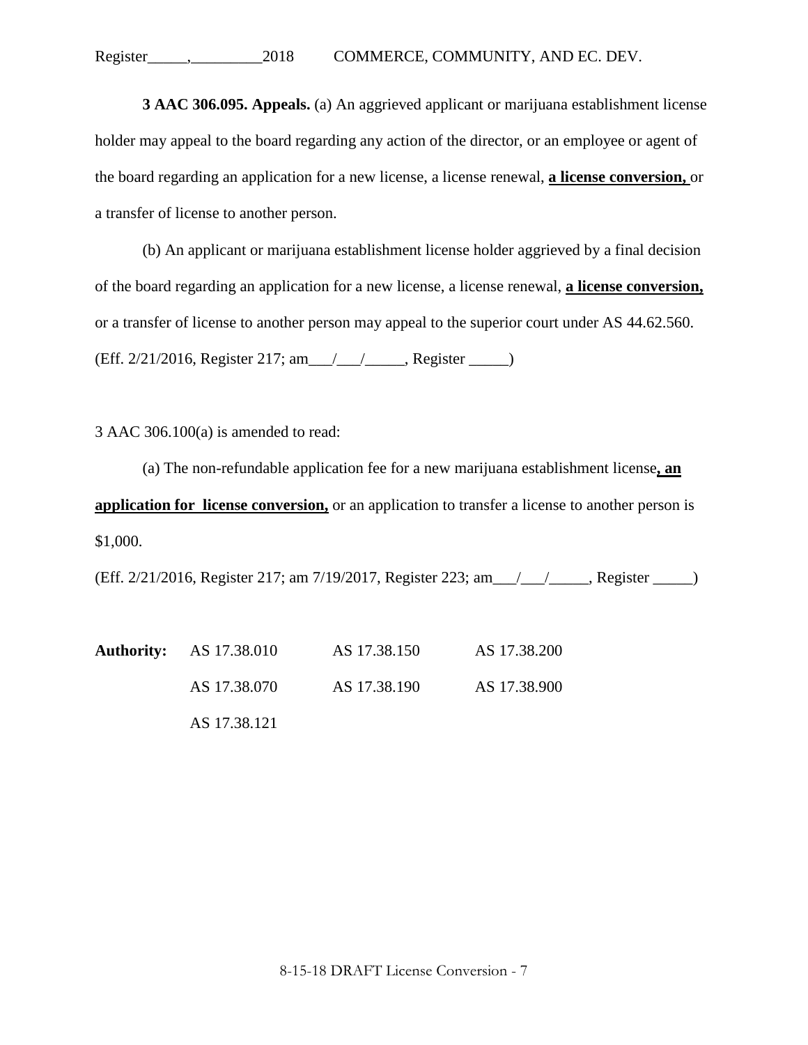**3 AAC 306.095. Appeals.** (a) An aggrieved applicant or marijuana establishment license holder may appeal to the board regarding any action of the director, or an employee or agent of the board regarding an application for a new license, a license renewal, **a license conversion,** or a transfer of license to another person.

(b) An applicant or marijuana establishment license holder aggrieved by a final decision of the board regarding an application for a new license, a license renewal, **a license conversion,** or a transfer of license to another person may appeal to the superior court under AS 44.62.560. (Eff. 2/21/2016, Register 217; am___/___/_____, Register _____)

3 AAC 306.100(a) is amended to read:

(a) The non-refundable application fee for a new marijuana establishment license**, an application for license conversion,** or an application to transfer a license to another person is $1,000.

(Eff. 2/21/2016, Register 217; am 7/19/2017, Register 223; am___/___/_____, Register _____)

| | | | |
|---|---|---|---|
| **Authority:** | AS 17.38.010 | AS 17.38.150 | AS 17.38.200 |
| | AS 17.38.070 | AS 17.38.190 | AS 17.38.900 |
| | AS 17.38.121 | | |